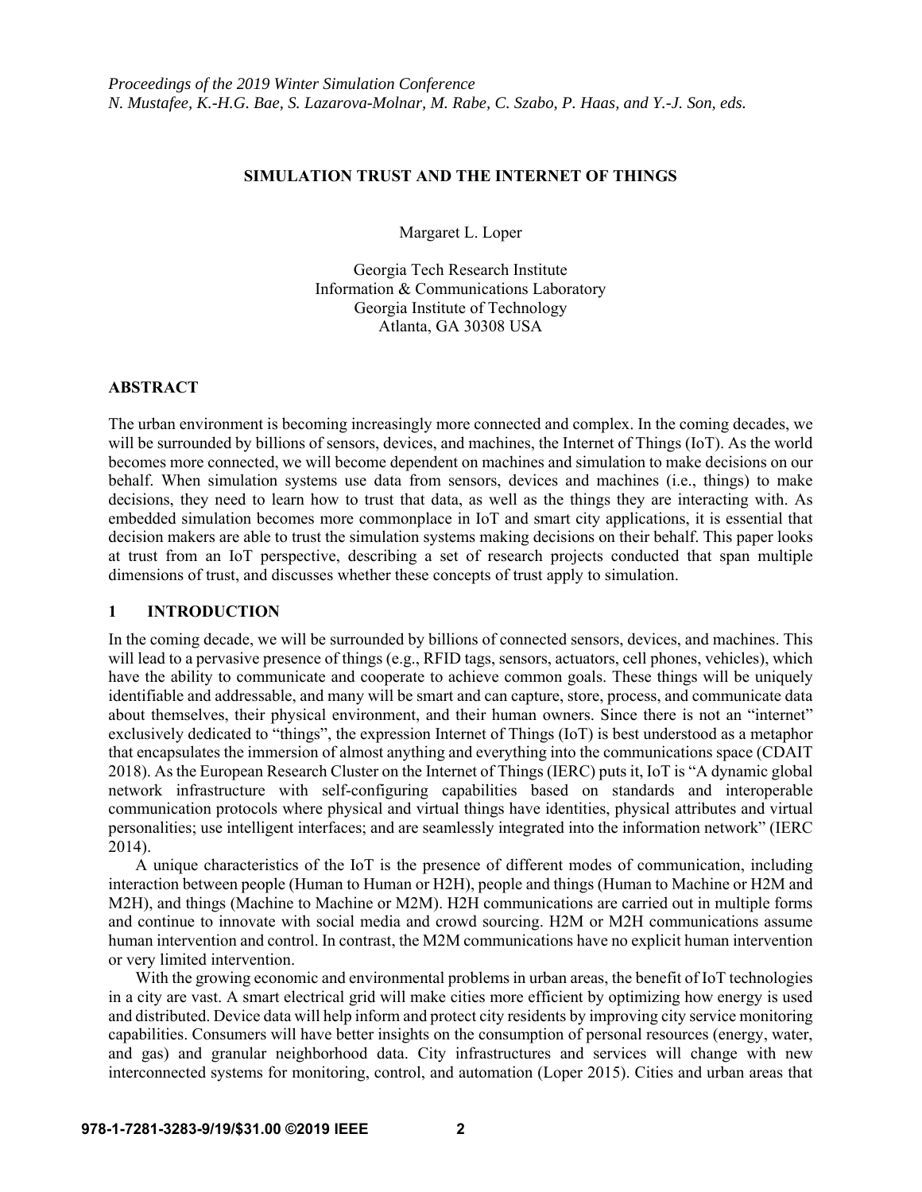*Proceedings of the 2019 Winter Simulation Conference*
*N. Mustafee, K.-H.G. Bae, S. Lazarova-Molnar, M. Rabe, C. Szabo, P. Haas, and Y.-J. Son, eds.*

# SIMULATION TRUST AND THE INTERNET OF THINGS

Margaret L. Loper

Georgia Tech Research Institute
Information & Communications Laboratory
Georgia Institute of Technology
Atlanta, GA 30308 USA

## ABSTRACT

The urban environment is becoming increasingly more connected and complex. In the coming decades, we will be surrounded by billions of sensors, devices, and machines, the Internet of Things (IoT). As the world becomes more connected, we will become dependent on machines and simulation to make decisions on our behalf. When simulation systems use data from sensors, devices and machines (i.e., things) to make decisions, they need to learn how to trust that data, as well as the things they are interacting with. As embedded simulation becomes more commonplace in IoT and smart city applications, it is essential that decision makers are able to trust the simulation systems making decisions on their behalf. This paper looks at trust from an IoT perspective, describing a set of research projects conducted that span multiple dimensions of trust, and discusses whether these concepts of trust apply to simulation.

## 1 INTRODUCTION

In the coming decade, we will be surrounded by billions of connected sensors, devices, and machines. This will lead to a pervasive presence of things (e.g., RFID tags, sensors, actuators, cell phones, vehicles), which have the ability to communicate and cooperate to achieve common goals. These things will be uniquely identifiable and addressable, and many will be smart and can capture, store, process, and communicate data about themselves, their physical environment, and their human owners. Since there is not an "internet" exclusively dedicated to "things", the expression Internet of Things (IoT) is best understood as a metaphor that encapsulates the immersion of almost anything and everything into the communications space (CDAIT 2018). As the European Research Cluster on the Internet of Things (IERC) puts it, IoT is "A dynamic global network infrastructure with self-configuring capabilities based on standards and interoperable communication protocols where physical and virtual things have identities, physical attributes and virtual personalities; use intelligent interfaces; and are seamlessly integrated into the information network" (IERC 2014).

A unique characteristics of the IoT is the presence of different modes of communication, including interaction between people (Human to Human or H2H), people and things (Human to Machine or H2M and M2H), and things (Machine to Machine or M2M). H2H communications are carried out in multiple forms and continue to innovate with social media and crowd sourcing. H2M or M2H communications assume human intervention and control. In contrast, the M2M communications have no explicit human intervention or very limited intervention.

With the growing economic and environmental problems in urban areas, the benefit of IoT technologies in a city are vast. A smart electrical grid will make cities more efficient by optimizing how energy is used and distributed. Device data will help inform and protect city residents by improving city service monitoring capabilities. Consumers will have better insights on the consumption of personal resources (energy, water, and gas) and granular neighborhood data. City infrastructures and services will change with new interconnected systems for monitoring, control, and automation (Loper 2015). Cities and urban areas that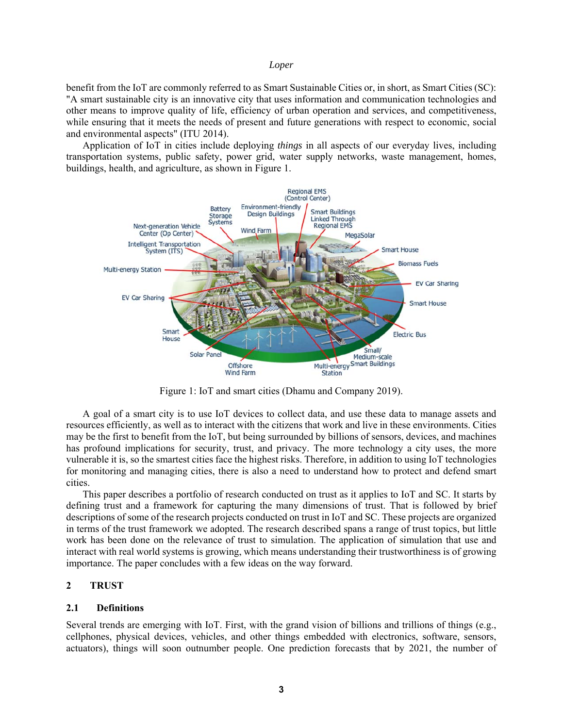benefit from the IoT are commonly referred to as Smart Sustainable Cities or, in short, as Smart Cities (SC): "A smart sustainable city is an innovative city that uses information and communication technologies and other means to improve quality of life, efficiency of urban operation and services, and competitiveness, while ensuring that it meets the needs of present and future generations with respect to economic, social and environmental aspects" (ITU 2014).

Application of IoT in cities include deploying *things* in all aspects of our everyday lives, including transportation systems, public safety, power grid, water supply networks, waste management, homes, buildings, health, and agriculture, as shown in Figure 1.

Figure 1: IoT and smart cities (Dhamu and Company 2019).

A goal of a smart city is to use IoT devices to collect data, and use these data to manage assets and resources efficiently, as well as to interact with the citizens that work and live in these environments. Cities may be the first to benefit from the IoT, but being surrounded by billions of sensors, devices, and machines has profound implications for security, trust, and privacy. The more technology a city uses, the more vulnerable it is, so the smartest cities face the highest risks. Therefore, in addition to using IoT technologies for monitoring and managing cities, there is also a need to understand how to protect and defend smart cities.

This paper describes a portfolio of research conducted on trust as it applies to IoT and SC. It starts by defining trust and a framework for capturing the many dimensions of trust. That is followed by brief descriptions of some of the research projects conducted on trust in IoT and SC. These projects are organized in terms of the trust framework we adopted. The research described spans a range of trust topics, but little work has been done on the relevance of trust to simulation. The application of simulation that use and interact with real world systems is growing, which means understanding their trustworthiness is of growing importance. The paper concludes with a few ideas on the way forward.

## 2 TRUST

### 2.1 Definitions

Several trends are emerging with IoT. First, with the grand vision of billions and trillions of things (e.g., cellphones, physical devices, vehicles, and other things embedded with electronics, software, sensors, actuators), things will soon outnumber people. One prediction forecasts that by 2021, the number of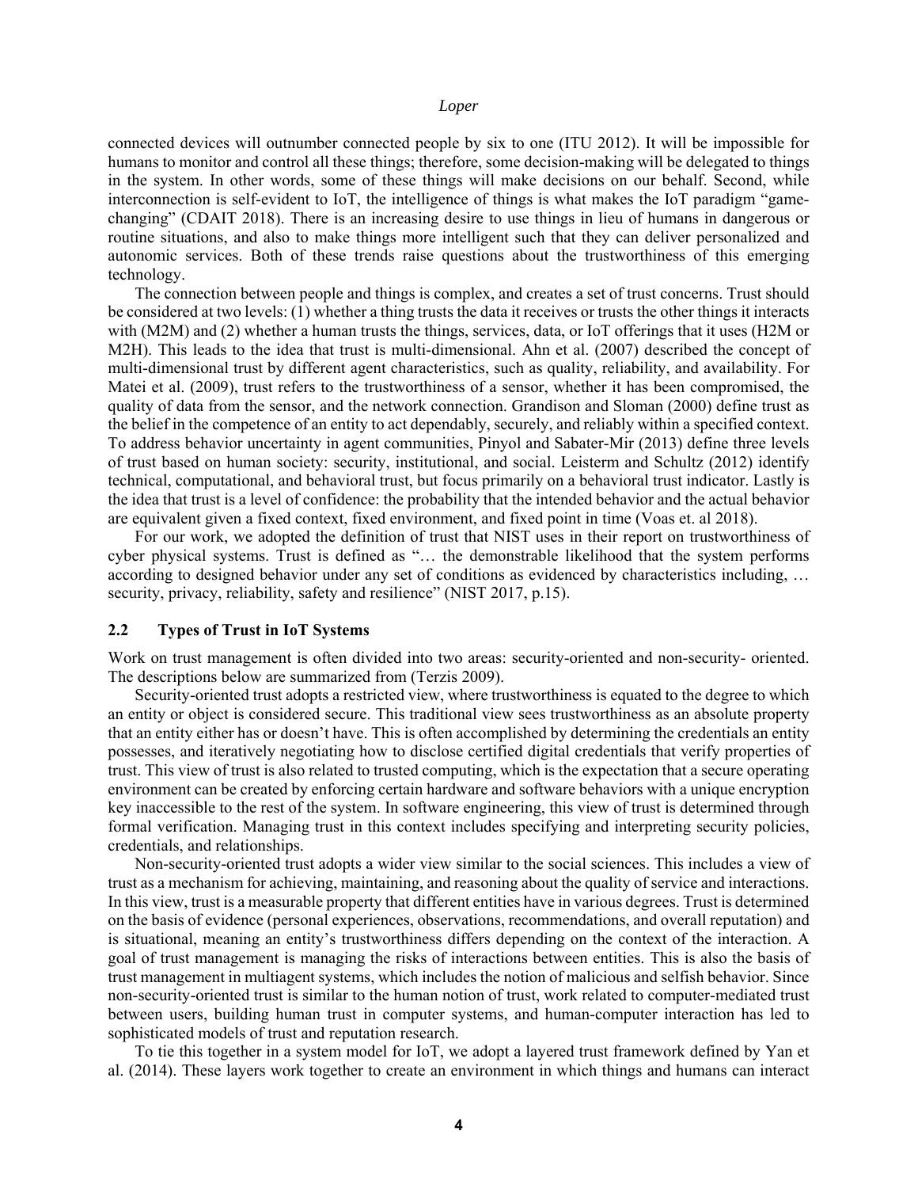connected devices will outnumber connected people by six to one (ITU 2012). It will be impossible for humans to monitor and control all these things; therefore, some decision-making will be delegated to things in the system. In other words, some of these things will make decisions on our behalf. Second, while interconnection is self-evident to IoT, the intelligence of things is what makes the IoT paradigm "game-changing" (CDAIT 2018). There is an increasing desire to use things in lieu of humans in dangerous or routine situations, and also to make things more intelligent such that they can deliver personalized and autonomic services. Both of these trends raise questions about the trustworthiness of this emerging technology.

The connection between people and things is complex, and creates a set of trust concerns. Trust should be considered at two levels: (1) whether a thing trusts the data it receives or trusts the other things it interacts with (M2M) and (2) whether a human trusts the things, services, data, or IoT offerings that it uses (H2M or M2H). This leads to the idea that trust is multi-dimensional. Ahn et al. (2007) described the concept of multi-dimensional trust by different agent characteristics, such as quality, reliability, and availability. For Matei et al. (2009), trust refers to the trustworthiness of a sensor, whether it has been compromised, the quality of data from the sensor, and the network connection. Grandison and Sloman (2000) define trust as the belief in the competence of an entity to act dependably, securely, and reliably within a specified context. To address behavior uncertainty in agent communities, Pinyol and Sabater-Mir (2013) define three levels of trust based on human society: security, institutional, and social. Leisterm and Schultz (2012) identify technical, computational, and behavioral trust, but focus primarily on a behavioral trust indicator. Lastly is the idea that trust is a level of confidence: the probability that the intended behavior and the actual behavior are equivalent given a fixed context, fixed environment, and fixed point in time (Voas et. al 2018).

For our work, we adopted the definition of trust that NIST uses in their report on trustworthiness of cyber physical systems. Trust is defined as "… the demonstrable likelihood that the system performs according to designed behavior under any set of conditions as evidenced by characteristics including, … security, privacy, reliability, safety and resilience" (NIST 2017, p.15).

### 2.2 Types of Trust in IoT Systems

Work on trust management is often divided into two areas: security-oriented and non-security- oriented. The descriptions below are summarized from (Terzis 2009).

Security-oriented trust adopts a restricted view, where trustworthiness is equated to the degree to which an entity or object is considered secure. This traditional view sees trustworthiness as an absolute property that an entity either has or doesn't have. This is often accomplished by determining the credentials an entity possesses, and iteratively negotiating how to disclose certified digital credentials that verify properties of trust. This view of trust is also related to trusted computing, which is the expectation that a secure operating environment can be created by enforcing certain hardware and software behaviors with a unique encryption key inaccessible to the rest of the system. In software engineering, this view of trust is determined through formal verification. Managing trust in this context includes specifying and interpreting security policies, credentials, and relationships.

Non-security-oriented trust adopts a wider view similar to the social sciences. This includes a view of trust as a mechanism for achieving, maintaining, and reasoning about the quality of service and interactions. In this view, trust is a measurable property that different entities have in various degrees. Trust is determined on the basis of evidence (personal experiences, observations, recommendations, and overall reputation) and is situational, meaning an entity's trustworthiness differs depending on the context of the interaction. A goal of trust management is managing the risks of interactions between entities. This is also the basis of trust management in multiagent systems, which includes the notion of malicious and selfish behavior. Since non-security-oriented trust is similar to the human notion of trust, work related to computer-mediated trust between users, building human trust in computer systems, and human-computer interaction has led to sophisticated models of trust and reputation research.

To tie this together in a system model for IoT, we adopt a layered trust framework defined by Yan et al. (2014). These layers work together to create an environment in which things and humans can interact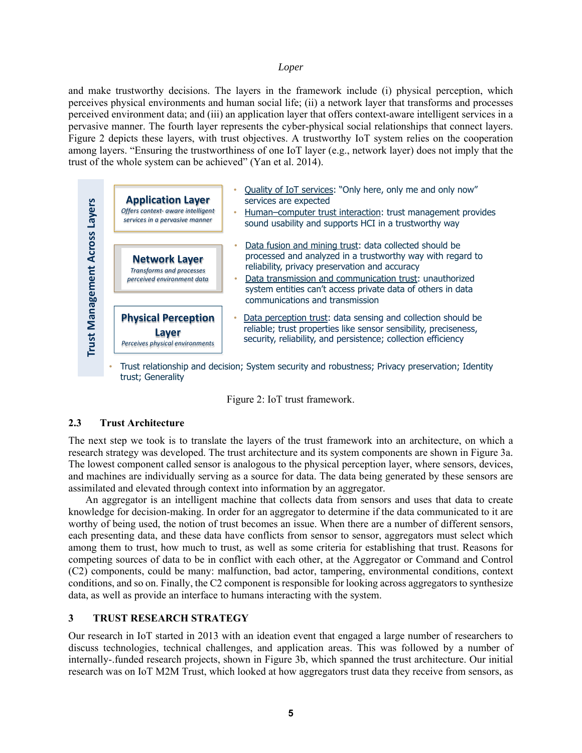and make trustworthy decisions. The layers in the framework include (i) physical perception, which perceives physical environments and human social life; (ii) a network layer that transforms and processes perceived environment data; and (iii) an application layer that offers context-aware intelligent services in a pervasive manner. The fourth layer represents the cyber-physical social relationships that connect layers. Figure 2 depicts these layers, with trust objectives. A trustworthy IoT system relies on the cooperation among layers. "Ensuring the trustworthiness of one IoT layer (e.g., network layer) does not imply that the trust of the whole system can be achieved" (Yan et al. 2014).

**Trust Management Across Layers**

**Application Layer** — *Offers context- aware intelligent services in a pervasive manner*

- Quality of IoT services: "Only here, only me and only now" services are expected
- Human–computer trust interaction: trust management provides sound usability and supports HCI in a trustworthy way

**Network Layer** — *Transforms and processes perceived environment data*

- Data fusion and mining trust: data collected should be processed and analyzed in a trustworthy way with regard to reliability, privacy preservation and accuracy
- Data transmission and communication trust: unauthorized system entities can't access private data of others in data communications and transmission

**Physical Perception Layer** — *Perceives physical environments*

- Data perception trust: data sensing and collection should be reliable; trust properties like sensor sensibility, preciseness, security, reliability, and persistence; collection efficiency

- Trust relationship and decision; System security and robustness; Privacy preservation; Identity trust; Generality

Figure 2: IoT trust framework.

### 2.3 Trust Architecture

The next step we took is to translate the layers of the trust framework into an architecture, on which a research strategy was developed. The trust architecture and its system components are shown in Figure 3a. The lowest component called sensor is analogous to the physical perception layer, where sensors, devices, and machines are individually serving as a source for data. The data being generated by these sensors are assimilated and elevated through context into information by an aggregator.

An aggregator is an intelligent machine that collects data from sensors and uses that data to create knowledge for decision-making. In order for an aggregator to determine if the data communicated to it are worthy of being used, the notion of trust becomes an issue. When there are a number of different sensors, each presenting data, and these data have conflicts from sensor to sensor, aggregators must select which among them to trust, how much to trust, as well as some criteria for establishing that trust. Reasons for competing sources of data to be in conflict with each other, at the Aggregator or Command and Control (C2) components, could be many: malfunction, bad actor, tampering, environmental conditions, context conditions, and so on. Finally, the C2 component is responsible for looking across aggregators to synthesize data, as well as provide an interface to humans interacting with the system.

## 3 TRUST RESEARCH STRATEGY

Our research in IoT started in 2013 with an ideation event that engaged a large number of researchers to discuss technologies, technical challenges, and application areas. This was followed by a number of internally-.funded research projects, shown in Figure 3b, which spanned the trust architecture. Our initial research was on IoT M2M Trust, which looked at how aggregators trust data they receive from sensors, as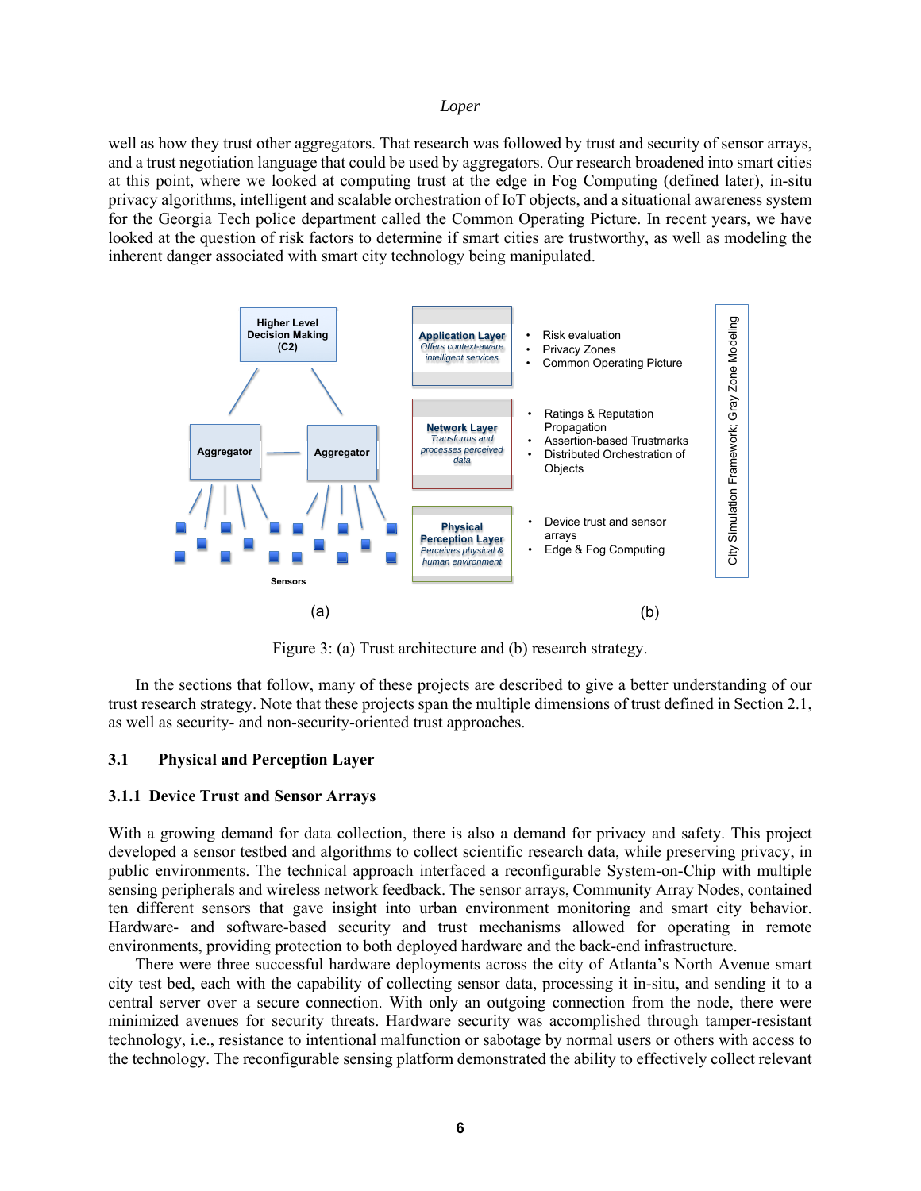well as how they trust other aggregators. That research was followed by trust and security of sensor arrays, and a trust negotiation language that could be used by aggregators. Our research broadened into smart cities at this point, where we looked at computing trust at the edge in Fog Computing (defined later), in-situ privacy algorithms, intelligent and scalable orchestration of IoT objects, and a situational awareness system for the Georgia Tech police department called the Common Operating Picture. In recent years, we have looked at the question of risk factors to determine if smart cities are trustworthy, as well as modeling the inherent danger associated with smart city technology being manipulated.

Figure 3: (a) Trust architecture and (b) research strategy.

In the sections that follow, many of these projects are described to give a better understanding of our trust research strategy. Note that these projects span the multiple dimensions of trust defined in Section 2.1, as well as security- and non-security-oriented trust approaches.

## 3.1 Physical and Perception Layer

### 3.1.1 Device Trust and Sensor Arrays

With a growing demand for data collection, there is also a demand for privacy and safety. This project developed a sensor testbed and algorithms to collect scientific research data, while preserving privacy, in public environments. The technical approach interfaced a reconfigurable System-on-Chip with multiple sensing peripherals and wireless network feedback. The sensor arrays, Community Array Nodes, contained ten different sensors that gave insight into urban environment monitoring and smart city behavior. Hardware- and software-based security and trust mechanisms allowed for operating in remote environments, providing protection to both deployed hardware and the back-end infrastructure.

There were three successful hardware deployments across the city of Atlanta's North Avenue smart city test bed, each with the capability of collecting sensor data, processing it in-situ, and sending it to a central server over a secure connection. With only an outgoing connection from the node, there were minimized avenues for security threats. Hardware security was accomplished through tamper-resistant technology, i.e., resistance to intentional malfunction or sabotage by normal users or others with access to the technology. The reconfigurable sensing platform demonstrated the ability to effectively collect relevant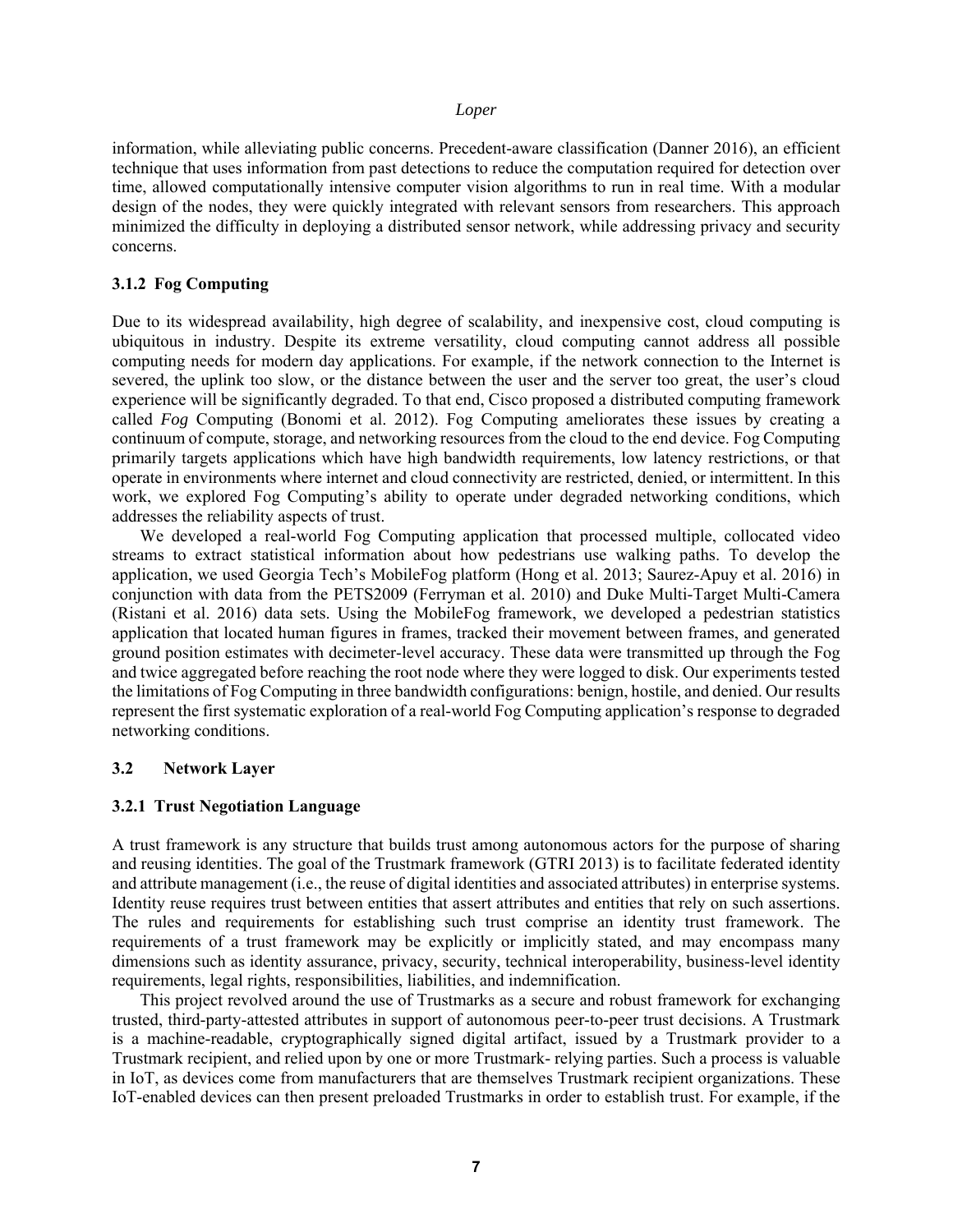information, while alleviating public concerns. Precedent-aware classification (Danner 2016), an efficient technique that uses information from past detections to reduce the computation required for detection over time, allowed computationally intensive computer vision algorithms to run in real time. With a modular design of the nodes, they were quickly integrated with relevant sensors from researchers. This approach minimized the difficulty in deploying a distributed sensor network, while addressing privacy and security concerns.

### 3.1.2 Fog Computing

Due to its widespread availability, high degree of scalability, and inexpensive cost, cloud computing is ubiquitous in industry. Despite its extreme versatility, cloud computing cannot address all possible computing needs for modern day applications. For example, if the network connection to the Internet is severed, the uplink too slow, or the distance between the user and the server too great, the user's cloud experience will be significantly degraded. To that end, Cisco proposed a distributed computing framework called *Fog* Computing (Bonomi et al. 2012). Fog Computing ameliorates these issues by creating a continuum of compute, storage, and networking resources from the cloud to the end device. Fog Computing primarily targets applications which have high bandwidth requirements, low latency restrictions, or that operate in environments where internet and cloud connectivity are restricted, denied, or intermittent. In this work, we explored Fog Computing's ability to operate under degraded networking conditions, which addresses the reliability aspects of trust.

We developed a real-world Fog Computing application that processed multiple, collocated video streams to extract statistical information about how pedestrians use walking paths. To develop the application, we used Georgia Tech's MobileFog platform (Hong et al. 2013; Saurez-Apuy et al. 2016) in conjunction with data from the PETS2009 (Ferryman et al. 2010) and Duke Multi-Target Multi-Camera (Ristani et al. 2016) data sets. Using the MobileFog framework, we developed a pedestrian statistics application that located human figures in frames, tracked their movement between frames, and generated ground position estimates with decimeter-level accuracy. These data were transmitted up through the Fog and twice aggregated before reaching the root node where they were logged to disk. Our experiments tested the limitations of Fog Computing in three bandwidth configurations: benign, hostile, and denied. Our results represent the first systematic exploration of a real-world Fog Computing application's response to degraded networking conditions.

## 3.2 Network Layer

### 3.2.1 Trust Negotiation Language

A trust framework is any structure that builds trust among autonomous actors for the purpose of sharing and reusing identities. The goal of the Trustmark framework (GTRI 2013) is to facilitate federated identity and attribute management (i.e., the reuse of digital identities and associated attributes) in enterprise systems. Identity reuse requires trust between entities that assert attributes and entities that rely on such assertions. The rules and requirements for establishing such trust comprise an identity trust framework. The requirements of a trust framework may be explicitly or implicitly stated, and may encompass many dimensions such as identity assurance, privacy, security, technical interoperability, business-level identity requirements, legal rights, responsibilities, liabilities, and indemnification.

This project revolved around the use of Trustmarks as a secure and robust framework for exchanging trusted, third-party-attested attributes in support of autonomous peer-to-peer trust decisions. A Trustmark is a machine-readable, cryptographically signed digital artifact, issued by a Trustmark provider to a Trustmark recipient, and relied upon by one or more Trustmark- relying parties. Such a process is valuable in IoT, as devices come from manufacturers that are themselves Trustmark recipient organizations. These IoT-enabled devices can then present preloaded Trustmarks in order to establish trust. For example, if the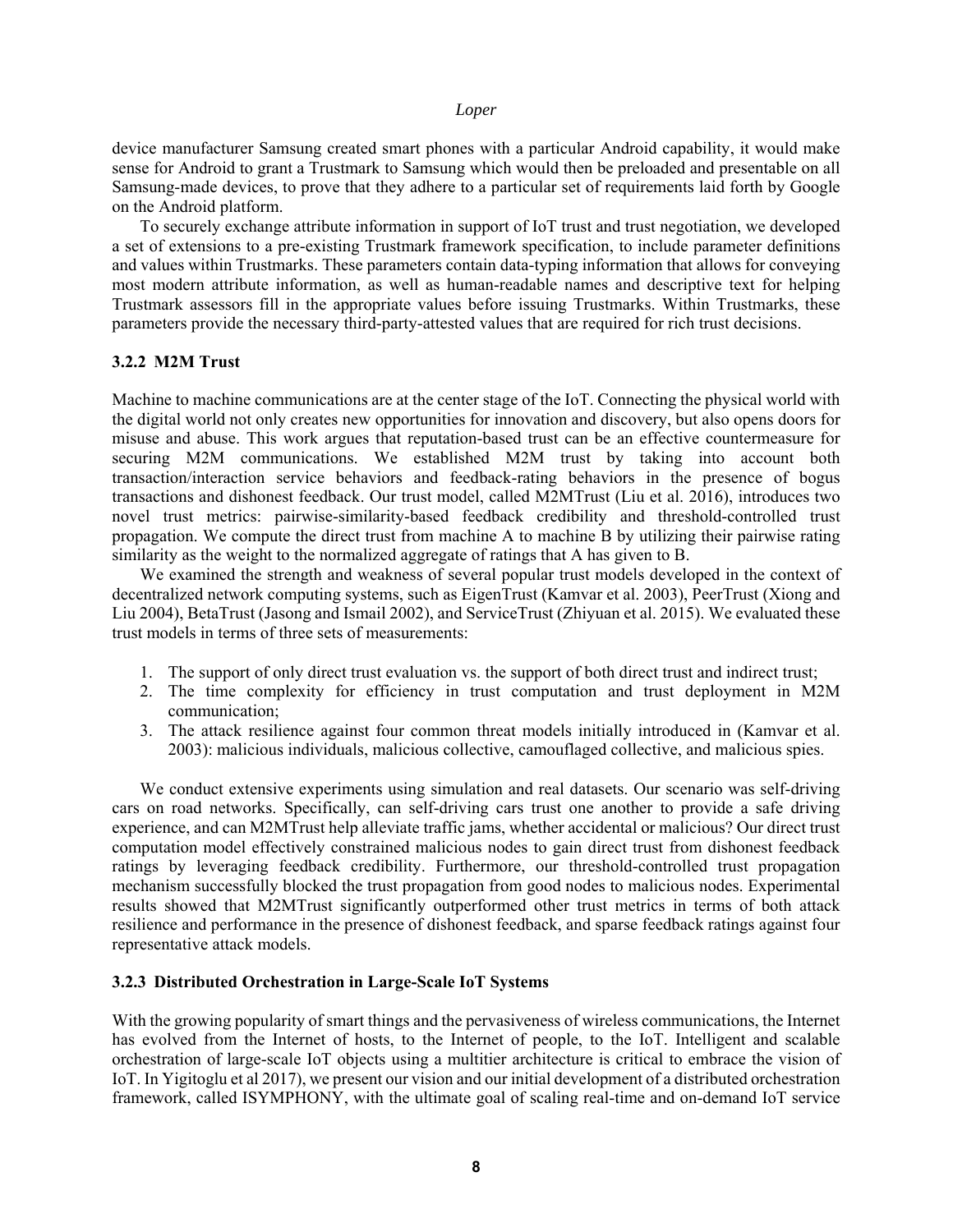device manufacturer Samsung created smart phones with a particular Android capability, it would make sense for Android to grant a Trustmark to Samsung which would then be preloaded and presentable on all Samsung-made devices, to prove that they adhere to a particular set of requirements laid forth by Google on the Android platform.

To securely exchange attribute information in support of IoT trust and trust negotiation, we developed a set of extensions to a pre-existing Trustmark framework specification, to include parameter definitions and values within Trustmarks. These parameters contain data-typing information that allows for conveying most modern attribute information, as well as human-readable names and descriptive text for helping Trustmark assessors fill in the appropriate values before issuing Trustmarks. Within Trustmarks, these parameters provide the necessary third-party-attested values that are required for rich trust decisions.

### 3.2.2 M2M Trust

Machine to machine communications are at the center stage of the IoT. Connecting the physical world with the digital world not only creates new opportunities for innovation and discovery, but also opens doors for misuse and abuse. This work argues that reputation-based trust can be an effective countermeasure for securing M2M communications. We established M2M trust by taking into account both transaction/interaction service behaviors and feedback-rating behaviors in the presence of bogus transactions and dishonest feedback. Our trust model, called M2MTrust (Liu et al. 2016), introduces two novel trust metrics: pairwise-similarity-based feedback credibility and threshold-controlled trust propagation. We compute the direct trust from machine A to machine B by utilizing their pairwise rating similarity as the weight to the normalized aggregate of ratings that A has given to B.

We examined the strength and weakness of several popular trust models developed in the context of decentralized network computing systems, such as EigenTrust (Kamvar et al. 2003), PeerTrust (Xiong and Liu 2004), BetaTrust (Jasong and Ismail 2002), and ServiceTrust (Zhiyuan et al. 2015). We evaluated these trust models in terms of three sets of measurements:

1. The support of only direct trust evaluation vs. the support of both direct trust and indirect trust;
2. The time complexity for efficiency in trust computation and trust deployment in M2M communication;
3. The attack resilience against four common threat models initially introduced in (Kamvar et al. 2003): malicious individuals, malicious collective, camouflaged collective, and malicious spies.

We conduct extensive experiments using simulation and real datasets. Our scenario was self-driving cars on road networks. Specifically, can self-driving cars trust one another to provide a safe driving experience, and can M2MTrust help alleviate traffic jams, whether accidental or malicious? Our direct trust computation model effectively constrained malicious nodes to gain direct trust from dishonest feedback ratings by leveraging feedback credibility. Furthermore, our threshold-controlled trust propagation mechanism successfully blocked the trust propagation from good nodes to malicious nodes. Experimental results showed that M2MTrust significantly outperformed other trust metrics in terms of both attack resilience and performance in the presence of dishonest feedback, and sparse feedback ratings against four representative attack models.

### 3.2.3 Distributed Orchestration in Large-Scale IoT Systems

With the growing popularity of smart things and the pervasiveness of wireless communications, the Internet has evolved from the Internet of hosts, to the Internet of people, to the IoT. Intelligent and scalable orchestration of large-scale IoT objects using a multitier architecture is critical to embrace the vision of IoT. In Yigitoglu et al 2017), we present our vision and our initial development of a distributed orchestration framework, called ISYMPHONY, with the ultimate goal of scaling real-time and on-demand IoT service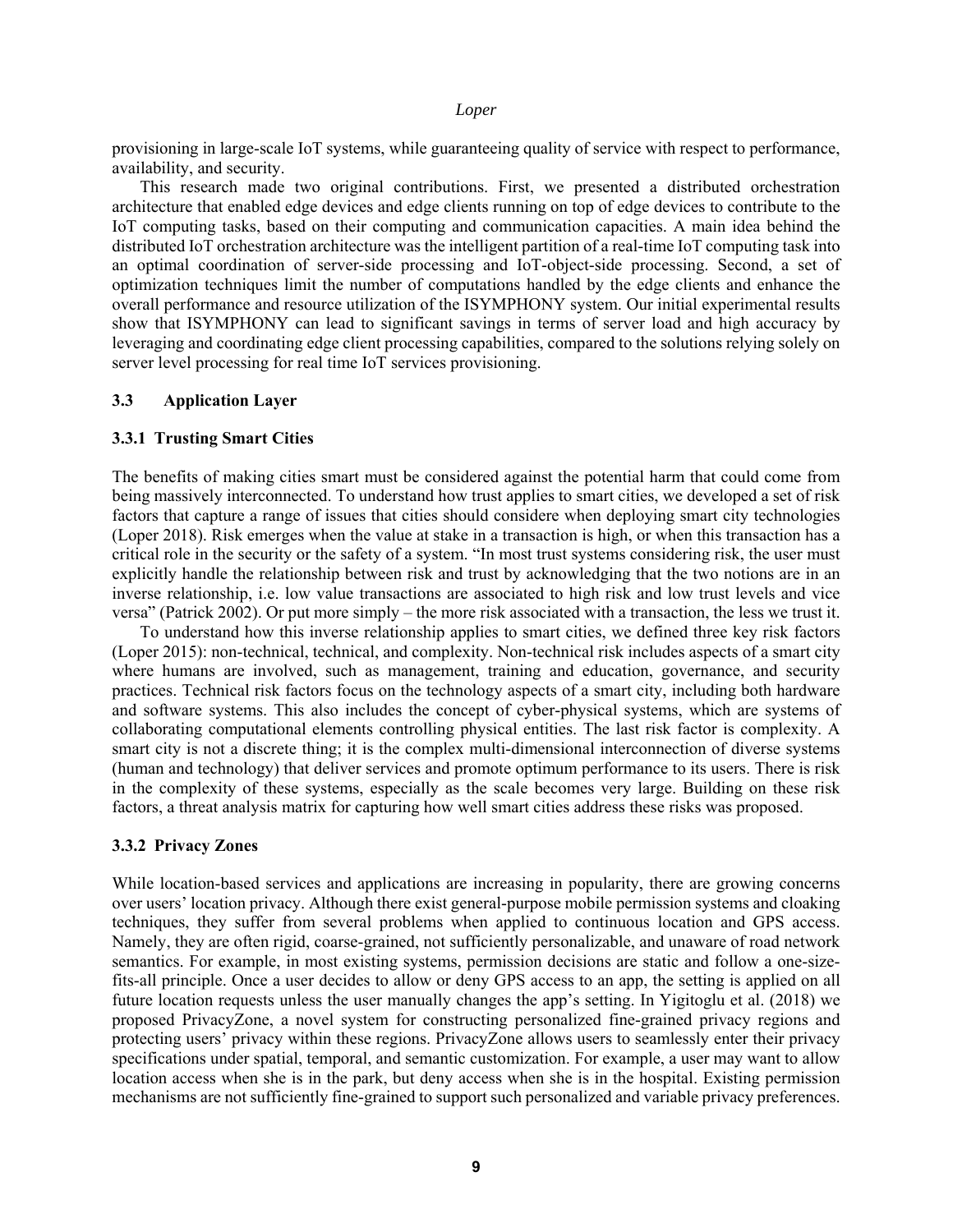provisioning in large-scale IoT systems, while guaranteeing quality of service with respect to performance, availability, and security.

This research made two original contributions. First, we presented a distributed orchestration architecture that enabled edge devices and edge clients running on top of edge devices to contribute to the IoT computing tasks, based on their computing and communication capacities. A main idea behind the distributed IoT orchestration architecture was the intelligent partition of a real-time IoT computing task into an optimal coordination of server-side processing and IoT-object-side processing. Second, a set of optimization techniques limit the number of computations handled by the edge clients and enhance the overall performance and resource utilization of the ISYMPHONY system. Our initial experimental results show that ISYMPHONY can lead to significant savings in terms of server load and high accuracy by leveraging and coordinating edge client processing capabilities, compared to the solutions relying solely on server level processing for real time IoT services provisioning.

### 3.3 Application Layer

#### 3.3.1 Trusting Smart Cities

The benefits of making cities smart must be considered against the potential harm that could come from being massively interconnected. To understand how trust applies to smart cities, we developed a set of risk factors that capture a range of issues that cities should considere when deploying smart city technologies (Loper 2018). Risk emerges when the value at stake in a transaction is high, or when this transaction has a critical role in the security or the safety of a system. "In most trust systems considering risk, the user must explicitly handle the relationship between risk and trust by acknowledging that the two notions are in an inverse relationship, i.e. low value transactions are associated to high risk and low trust levels and vice versa" (Patrick 2002). Or put more simply – the more risk associated with a transaction, the less we trust it.

To understand how this inverse relationship applies to smart cities, we defined three key risk factors (Loper 2015): non-technical, technical, and complexity. Non-technical risk includes aspects of a smart city where humans are involved, such as management, training and education, governance, and security practices. Technical risk factors focus on the technology aspects of a smart city, including both hardware and software systems. This also includes the concept of cyber-physical systems, which are systems of collaborating computational elements controlling physical entities. The last risk factor is complexity. A smart city is not a discrete thing; it is the complex multi-dimensional interconnection of diverse systems (human and technology) that deliver services and promote optimum performance to its users. There is risk in the complexity of these systems, especially as the scale becomes very large. Building on these risk factors, a threat analysis matrix for capturing how well smart cities address these risks was proposed.

#### 3.3.2 Privacy Zones

While location-based services and applications are increasing in popularity, there are growing concerns over users' location privacy. Although there exist general-purpose mobile permission systems and cloaking techniques, they suffer from several problems when applied to continuous location and GPS access. Namely, they are often rigid, coarse-grained, not sufficiently personalizable, and unaware of road network semantics. For example, in most existing systems, permission decisions are static and follow a one-size-fits-all principle. Once a user decides to allow or deny GPS access to an app, the setting is applied on all future location requests unless the user manually changes the app's setting. In Yigitoglu et al. (2018) we proposed PrivacyZone, a novel system for constructing personalized fine-grained privacy regions and protecting users' privacy within these regions. PrivacyZone allows users to seamlessly enter their privacy specifications under spatial, temporal, and semantic customization. For example, a user may want to allow location access when she is in the park, but deny access when she is in the hospital. Existing permission mechanisms are not sufficiently fine-grained to support such personalized and variable privacy preferences.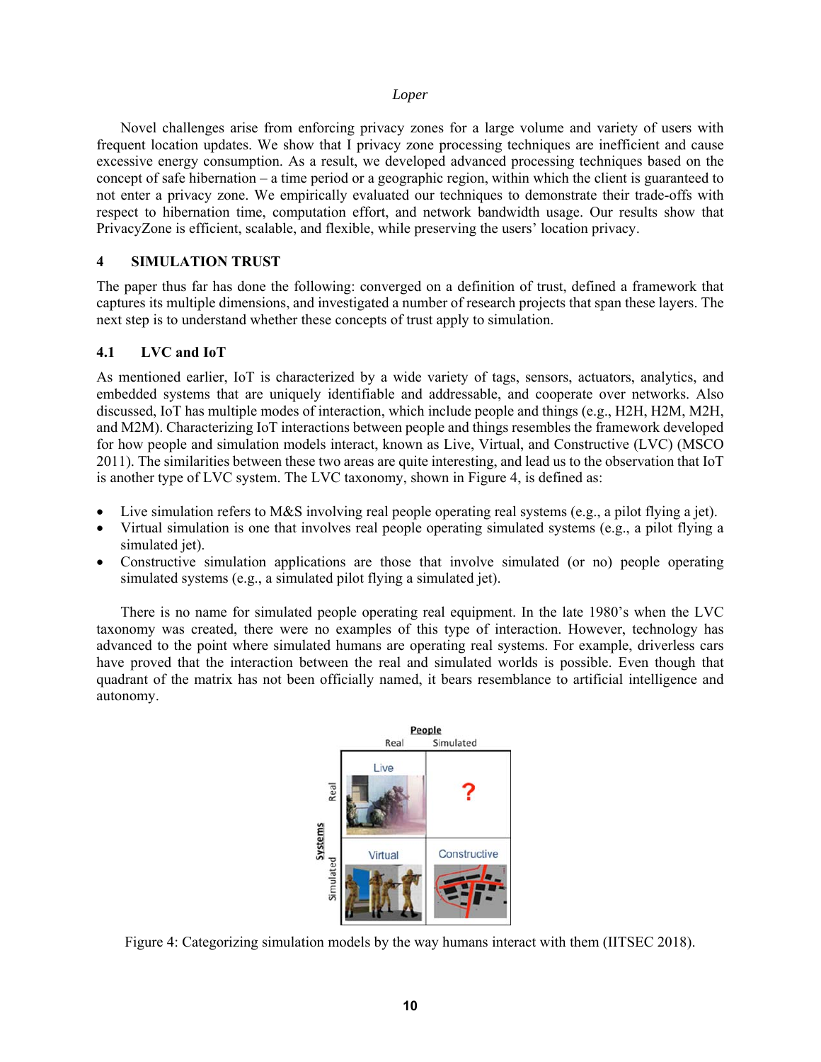Novel challenges arise from enforcing privacy zones for a large volume and variety of users with frequent location updates. We show that I privacy zone processing techniques are inefficient and cause excessive energy consumption. As a result, we developed advanced processing techniques based on the concept of safe hibernation – a time period or a geographic region, within which the client is guaranteed to not enter a privacy zone. We empirically evaluated our techniques to demonstrate their trade-offs with respect to hibernation time, computation effort, and network bandwidth usage. Our results show that PrivacyZone is efficient, scalable, and flexible, while preserving the users' location privacy.

## 4 SIMULATION TRUST

The paper thus far has done the following: converged on a definition of trust, defined a framework that captures its multiple dimensions, and investigated a number of research projects that span these layers. The next step is to understand whether these concepts of trust apply to simulation.

### 4.1 LVC and IoT

As mentioned earlier, IoT is characterized by a wide variety of tags, sensors, actuators, analytics, and embedded systems that are uniquely identifiable and addressable, and cooperate over networks. Also discussed, IoT has multiple modes of interaction, which include people and things (e.g., H2H, H2M, M2H, and M2M). Characterizing IoT interactions between people and things resembles the framework developed for how people and simulation models interact, known as Live, Virtual, and Constructive (LVC) (MSCO 2011). The similarities between these two areas are quite interesting, and lead us to the observation that IoT is another type of LVC system. The LVC taxonomy, shown in Figure 4, is defined as:

- Live simulation refers to M&S involving real people operating real systems (e.g., a pilot flying a jet).
- Virtual simulation is one that involves real people operating simulated systems (e.g., a pilot flying a simulated jet).
- Constructive simulation applications are those that involve simulated (or no) people operating simulated systems (e.g., a simulated pilot flying a simulated jet).

There is no name for simulated people operating real equipment. In the late 1980's when the LVC taxonomy was created, there were no examples of this type of interaction. However, technology has advanced to the point where simulated humans are operating real systems. For example, driverless cars have proved that the interaction between the real and simulated worlds is possible. Even though that quadrant of the matrix has not been officially named, it bears resemblance to artificial intelligence and autonomy.

Figure 4: Categorizing simulation models by the way humans interact with them (IITSEC 2018).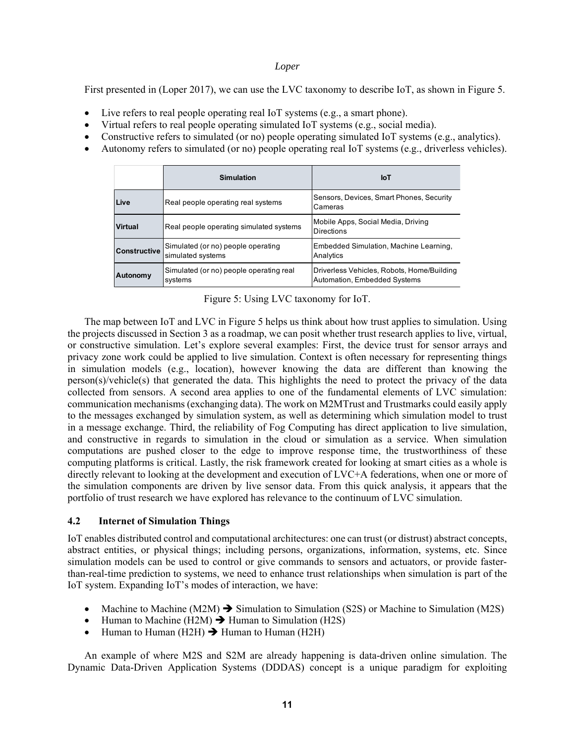First presented in (Loper 2017), we can use the LVC taxonomy to describe IoT, as shown in Figure 5.

- Live refers to real people operating real IoT systems (e.g., a smart phone).
- Virtual refers to real people operating simulated IoT systems (e.g., social media).
- Constructive refers to simulated (or no) people operating simulated IoT systems (e.g., analytics).
- Autonomy refers to simulated (or no) people operating real IoT systems (e.g., driverless vehicles).

| | Simulation | IoT |
|---|---|---|
| **Live** | Real people operating real systems | Sensors, Devices, Smart Phones, Security Cameras |
| **Virtual** | Real people operating simulated systems | Mobile Apps, Social Media, Driving Directions |
| **Constructive** | Simulated (or no) people operating simulated systems | Embedded Simulation, Machine Learning, Analytics |
| **Autonomy** | Simulated (or no) people operating real systems | Driverless Vehicles, Robots, Home/Building Automation, Embedded Systems |

Figure 5: Using LVC taxonomy for IoT.

The map between IoT and LVC in Figure 5 helps us think about how trust applies to simulation. Using the projects discussed in Section 3 as a roadmap, we can posit whether trust research applies to live, virtual, or constructive simulation. Let's explore several examples: First, the device trust for sensor arrays and privacy zone work could be applied to live simulation. Context is often necessary for representing things in simulation models (e.g., location), however knowing the data are different than knowing the person(s)/vehicle(s) that generated the data. This highlights the need to protect the privacy of the data collected from sensors. A second area applies to one of the fundamental elements of LVC simulation: communication mechanisms (exchanging data). The work on M2MTrust and Trustmarks could easily apply to the messages exchanged by simulation system, as well as determining which simulation model to trust in a message exchange. Third, the reliability of Fog Computing has direct application to live simulation, and constructive in regards to simulation in the cloud or simulation as a service. When simulation computations are pushed closer to the edge to improve response time, the trustworthiness of these computing platforms is critical. Lastly, the risk framework created for looking at smart cities as a whole is directly relevant to looking at the development and execution of LVC+A federations, when one or more of the simulation components are driven by live sensor data. From this quick analysis, it appears that the portfolio of trust research we have explored has relevance to the continuum of LVC simulation.

### 4.2 Internet of Simulation Things

IoT enables distributed control and computational architectures: one can trust (or distrust) abstract concepts, abstract entities, or physical things; including persons, organizations, information, systems, etc. Since simulation models can be used to control or give commands to sensors and actuators, or provide faster-than-real-time prediction to systems, we need to enhance trust relationships when simulation is part of the IoT system. Expanding IoT's modes of interaction, we have:

- Machine to Machine (M2M) ➔ Simulation to Simulation (S2S) or Machine to Simulation (M2S)
- Human to Machine (H2M) ➔ Human to Simulation (H2S)
- Human to Human (H2H) ➔ Human to Human (H2H)

An example of where M2S and S2M are already happening is data-driven online simulation. The Dynamic Data-Driven Application Systems (DDDAS) concept is a unique paradigm for exploiting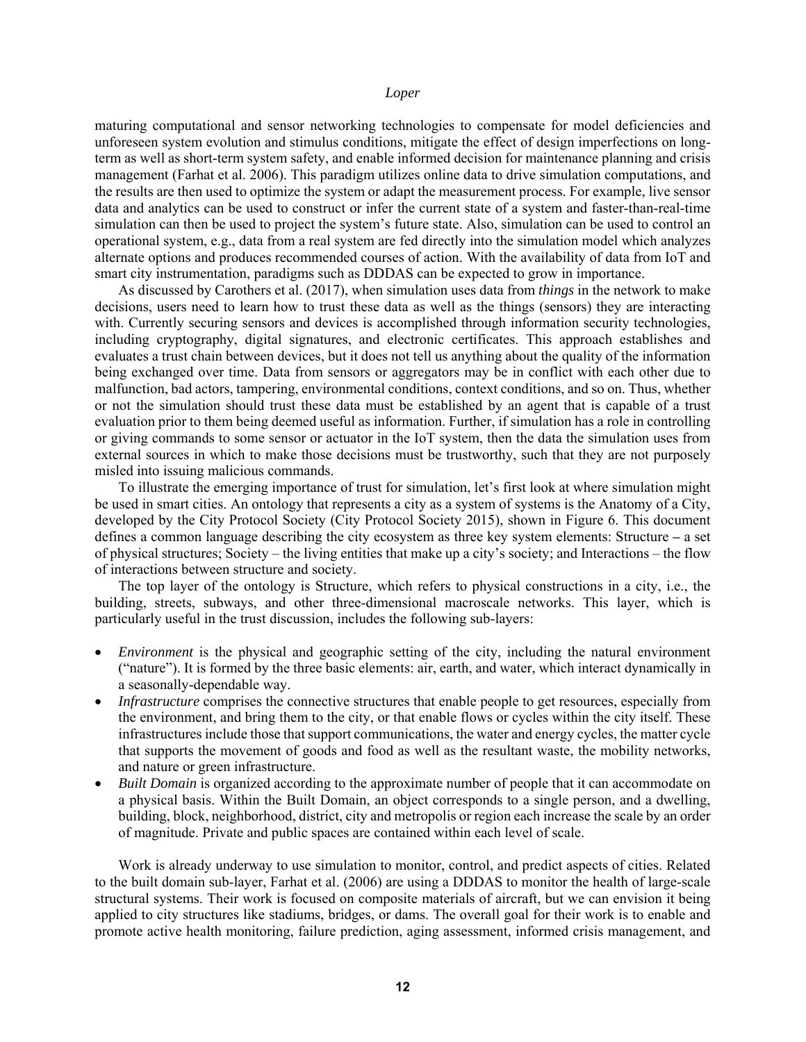maturing computational and sensor networking technologies to compensate for model deficiencies and unforeseen system evolution and stimulus conditions, mitigate the effect of design imperfections on long-term as well as short-term system safety, and enable informed decision for maintenance planning and crisis management (Farhat et al. 2006). This paradigm utilizes online data to drive simulation computations, and the results are then used to optimize the system or adapt the measurement process. For example, live sensor data and analytics can be used to construct or infer the current state of a system and faster-than-real-time simulation can then be used to project the system's future state. Also, simulation can be used to control an operational system, e.g., data from a real system are fed directly into the simulation model which analyzes alternate options and produces recommended courses of action. With the availability of data from IoT and smart city instrumentation, paradigms such as DDDAS can be expected to grow in importance.

As discussed by Carothers et al. (2017), when simulation uses data from *things* in the network to make decisions, users need to learn how to trust these data as well as the things (sensors) they are interacting with. Currently securing sensors and devices is accomplished through information security technologies, including cryptography, digital signatures, and electronic certificates. This approach establishes and evaluates a trust chain between devices, but it does not tell us anything about the quality of the information being exchanged over time. Data from sensors or aggregators may be in conflict with each other due to malfunction, bad actors, tampering, environmental conditions, context conditions, and so on. Thus, whether or not the simulation should trust these data must be established by an agent that is capable of a trust evaluation prior to them being deemed useful as information. Further, if simulation has a role in controlling or giving commands to some sensor or actuator in the IoT system, then the data the simulation uses from external sources in which to make those decisions must be trustworthy, such that they are not purposely misled into issuing malicious commands.

To illustrate the emerging importance of trust for simulation, let's first look at where simulation might be used in smart cities. An ontology that represents a city as a system of systems is the Anatomy of a City, developed by the City Protocol Society (City Protocol Society 2015), shown in Figure 6. This document defines a common language describing the city ecosystem as three key system elements: Structure – a set of physical structures; Society – the living entities that make up a city's society; and Interactions – the flow of interactions between structure and society.

The top layer of the ontology is Structure, which refers to physical constructions in a city, i.e., the building, streets, subways, and other three-dimensional macroscale networks. This layer, which is particularly useful in the trust discussion, includes the following sub-layers:

- *Environment* is the physical and geographic setting of the city, including the natural environment ("nature"). It is formed by the three basic elements: air, earth, and water, which interact dynamically in a seasonally-dependable way.
- *Infrastructure* comprises the connective structures that enable people to get resources, especially from the environment, and bring them to the city, or that enable flows or cycles within the city itself. These infrastructures include those that support communications, the water and energy cycles, the matter cycle that supports the movement of goods and food as well as the resultant waste, the mobility networks, and nature or green infrastructure.
- *Built Domain* is organized according to the approximate number of people that it can accommodate on a physical basis. Within the Built Domain, an object corresponds to a single person, and a dwelling, building, block, neighborhood, district, city and metropolis or region each increase the scale by an order of magnitude. Private and public spaces are contained within each level of scale.

Work is already underway to use simulation to monitor, control, and predict aspects of cities. Related to the built domain sub-layer, Farhat et al. (2006) are using a DDDAS to monitor the health of large-scale structural systems. Their work is focused on composite materials of aircraft, but we can envision it being applied to city structures like stadiums, bridges, or dams. The overall goal for their work is to enable and promote active health monitoring, failure prediction, aging assessment, informed crisis management, and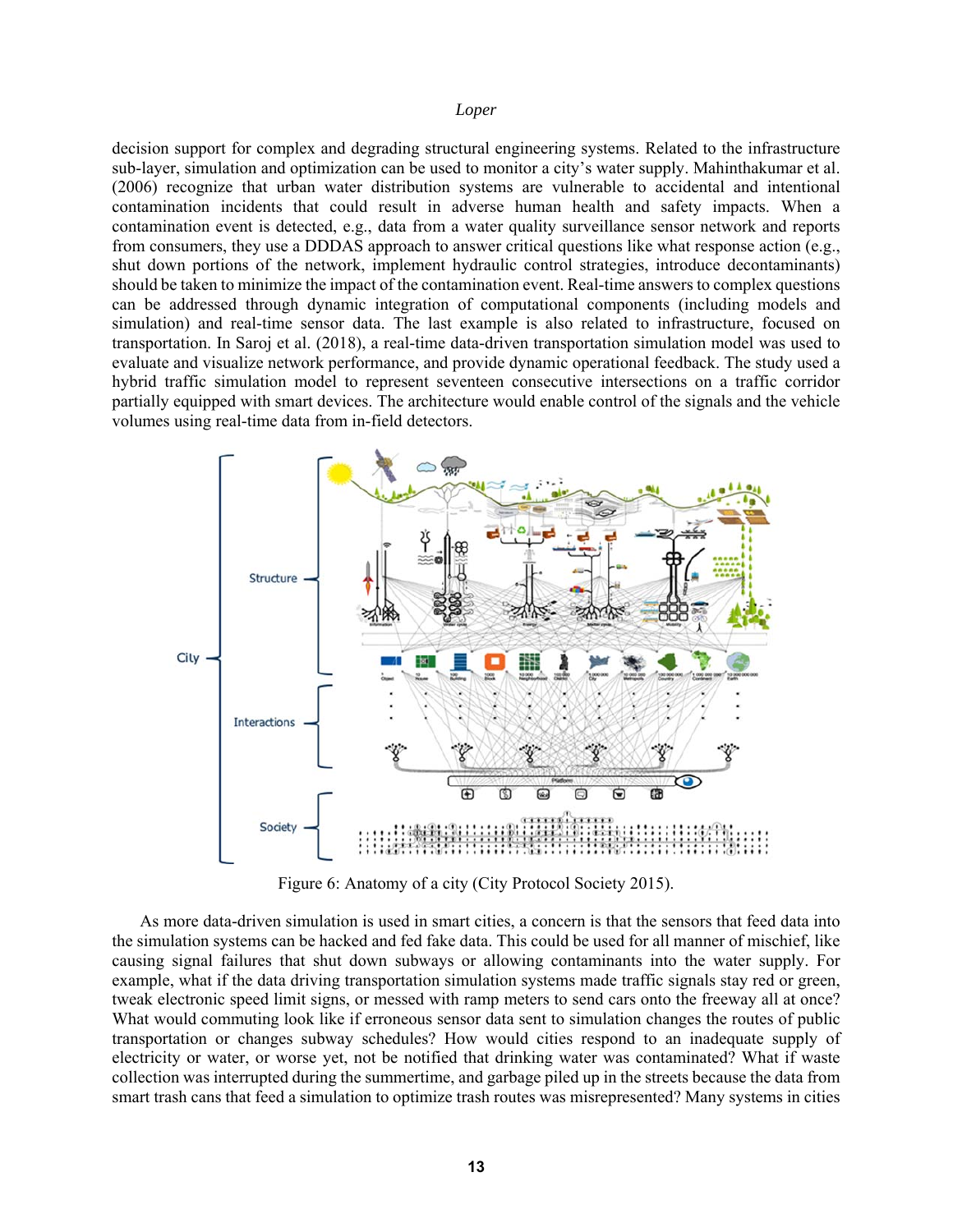decision support for complex and degrading structural engineering systems. Related to the infrastructure sub-layer, simulation and optimization can be used to monitor a city's water supply. Mahinthakumar et al. (2006) recognize that urban water distribution systems are vulnerable to accidental and intentional contamination incidents that could result in adverse human health and safety impacts. When a contamination event is detected, e.g., data from a water quality surveillance sensor network and reports from consumers, they use a DDDAS approach to answer critical questions like what response action (e.g., shut down portions of the network, implement hydraulic control strategies, introduce decontaminants) should be taken to minimize the impact of the contamination event. Real-time answers to complex questions can be addressed through dynamic integration of computational components (including models and simulation) and real-time sensor data. The last example is also related to infrastructure, focused on transportation. In Saroj et al. (2018), a real-time data-driven transportation simulation model was used to evaluate and visualize network performance, and provide dynamic operational feedback. The study used a hybrid traffic simulation model to represent seventeen consecutive intersections on a traffic corridor partially equipped with smart devices. The architecture would enable control of the signals and the vehicle volumes using real-time data from in-field detectors.

Figure 6: Anatomy of a city (City Protocol Society 2015).

As more data-driven simulation is used in smart cities, a concern is that the sensors that feed data into the simulation systems can be hacked and fed fake data. This could be used for all manner of mischief, like causing signal failures that shut down subways or allowing contaminants into the water supply. For example, what if the data driving transportation simulation systems made traffic signals stay red or green, tweak electronic speed limit signs, or messed with ramp meters to send cars onto the freeway all at once? What would commuting look like if erroneous sensor data sent to simulation changes the routes of public transportation or changes subway schedules? How would cities respond to an inadequate supply of electricity or water, or worse yet, not be notified that drinking water was contaminated? What if waste collection was interrupted during the summertime, and garbage piled up in the streets because the data from smart trash cans that feed a simulation to optimize trash routes was misrepresented? Many systems in cities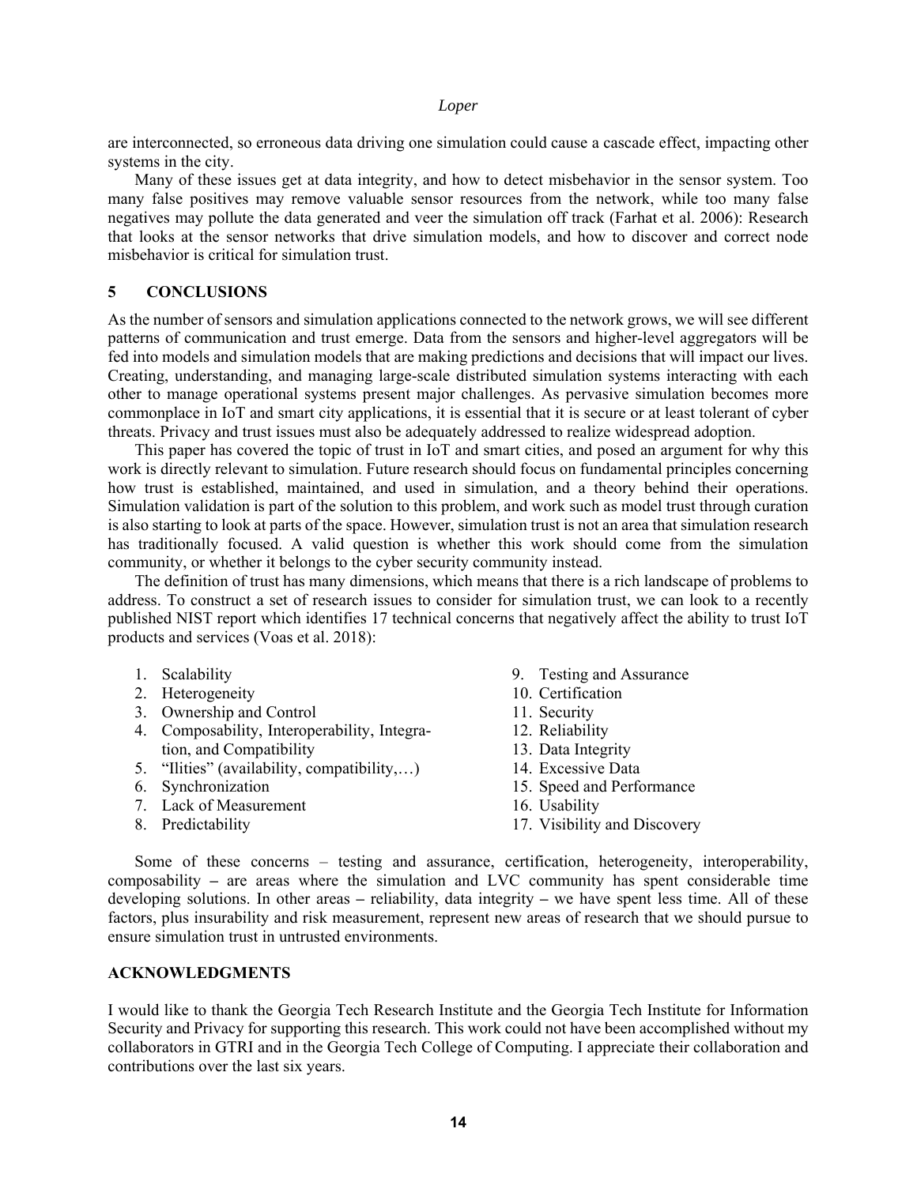are interconnected, so erroneous data driving one simulation could cause a cascade effect, impacting other systems in the city.

Many of these issues get at data integrity, and how to detect misbehavior in the sensor system. Too many false positives may remove valuable sensor resources from the network, while too many false negatives may pollute the data generated and veer the simulation off track (Farhat et al. 2006): Research that looks at the sensor networks that drive simulation models, and how to discover and correct node misbehavior is critical for simulation trust.

## 5 CONCLUSIONS

As the number of sensors and simulation applications connected to the network grows, we will see different patterns of communication and trust emerge. Data from the sensors and higher-level aggregators will be fed into models and simulation models that are making predictions and decisions that will impact our lives. Creating, understanding, and managing large-scale distributed simulation systems interacting with each other to manage operational systems present major challenges. As pervasive simulation becomes more commonplace in IoT and smart city applications, it is essential that it is secure or at least tolerant of cyber threats. Privacy and trust issues must also be adequately addressed to realize widespread adoption.

This paper has covered the topic of trust in IoT and smart cities, and posed an argument for why this work is directly relevant to simulation. Future research should focus on fundamental principles concerning how trust is established, maintained, and used in simulation, and a theory behind their operations. Simulation validation is part of the solution to this problem, and work such as model trust through curation is also starting to look at parts of the space. However, simulation trust is not an area that simulation research has traditionally focused. A valid question is whether this work should come from the simulation community, or whether it belongs to the cyber security community instead.

The definition of trust has many dimensions, which means that there is a rich landscape of problems to address. To construct a set of research issues to consider for simulation trust, we can look to a recently published NIST report which identifies 17 technical concerns that negatively affect the ability to trust IoT products and services (Voas et al. 2018):

1. Scalability
2. Heterogeneity
3. Ownership and Control
4. Composability, Interoperability, Integration, and Compatibility
5. "Ilities" (availability, compatibility,…)
6. Synchronization
7. Lack of Measurement
8. Predictability
9. Testing and Assurance
10. Certification
11. Security
12. Reliability
13. Data Integrity
14. Excessive Data
15. Speed and Performance
16. Usability
17. Visibility and Discovery

Some of these concerns – testing and assurance, certification, heterogeneity, interoperability, composability – are areas where the simulation and LVC community has spent considerable time developing solutions. In other areas – reliability, data integrity – we have spent less time. All of these factors, plus insurability and risk measurement, represent new areas of research that we should pursue to ensure simulation trust in untrusted environments.

## ACKNOWLEDGMENTS

I would like to thank the Georgia Tech Research Institute and the Georgia Tech Institute for Information Security and Privacy for supporting this research. This work could not have been accomplished without my collaborators in GTRI and in the Georgia Tech College of Computing. I appreciate their collaboration and contributions over the last six years.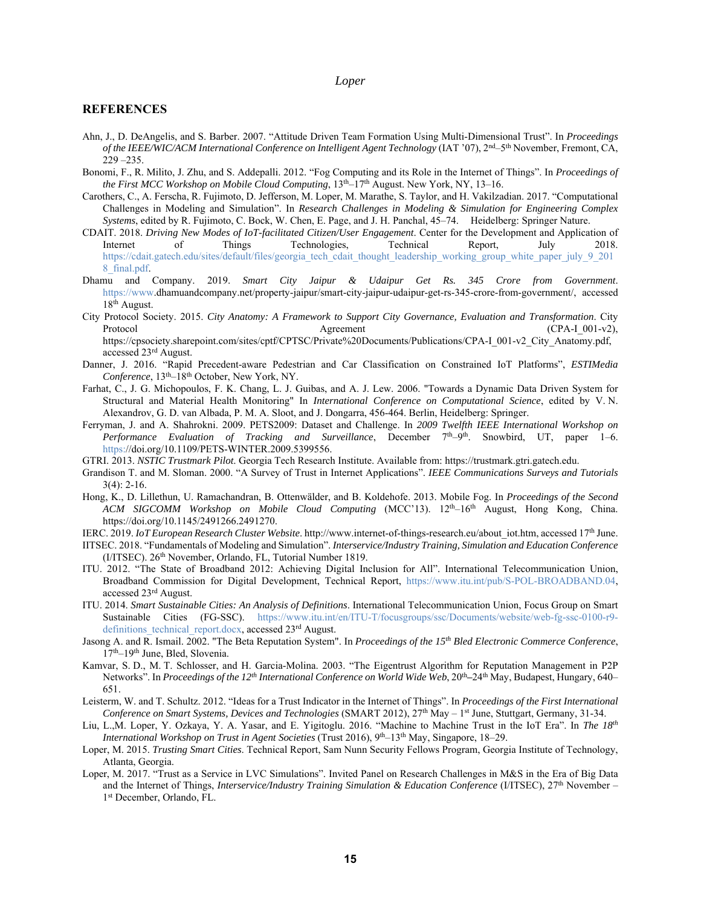## REFERENCES

Ahn, J., D. DeAngelis, and S. Barber. 2007. "Attitude Driven Team Formation Using Multi-Dimensional Trust". In *Proceedings of the IEEE/WIC/ACM International Conference on Intelligent Agent Technology* (IAT '07), 2nd–5th November, Fremont, CA, 229 –235.

Bonomi, F., R. Milito, J. Zhu, and S. Addepalli. 2012. "Fog Computing and its Role in the Internet of Things". In *Proceedings of the First MCC Workshop on Mobile Cloud Computing*, 13th–17th August. New York, NY, 13–16.

Carothers, C., A. Ferscha, R. Fujimoto, D. Jefferson, M. Loper, M. Marathe, S. Taylor, and H. Vakilzadian. 2017. "Computational Challenges in Modeling and Simulation". In *Research Challenges in Modeling & Simulation for Engineering Complex Systems*, edited by R. Fujimoto, C. Bock, W. Chen, E. Page, and J. H. Panchal, 45–74. Heidelberg: Springer Nature.

CDAIT. 2018. *Driving New Modes of IoT-facilitated Citizen/User Engagement*. Center for the Development and Application of Internet of Things Technologies, Technical Report, July 2018. https://cdait.gatech.edu/sites/default/files/georgia_tech_cdait_thought_leadership_working_group_white_paper_july_9_2018_final.pdf.

Dhamu and Company. 2019. *Smart City Jaipur & Udaipur Get Rs. 345 Crore from Government*. https://www.dhamuandcompany.net/property-jaipur/smart-city-jaipur-udaipur-get-rs-345-crore-from-government/, accessed 18th August.

City Protocol Society. 2015. *City Anatomy: A Framework to Support City Governance, Evaluation and Transformation*. City Protocol Agreement (CPA-I_001-v2), https://cpsociety.sharepoint.com/sites/cptf/CPTSC/Private%20Documents/Publications/CPA-I_001-v2_City_Anatomy.pdf, accessed 23rd August.

Danner, J. 2016. "Rapid Precedent-aware Pedestrian and Car Classification on Constrained IoT Platforms", *ESTIMedia Conference*, 13th–18th October, New York, NY.

Farhat, C., J. G. Michopoulos, F. K. Chang, L. J. Guibas, and A. J. Lew. 2006. "Towards a Dynamic Data Driven System for Structural and Material Health Monitoring" In *International Conference on Computational Science*, edited by V. N. Alexandrov, G. D. van Albada, P. M. A. Sloot, and J. Dongarra, 456-464. Berlin, Heidelberg: Springer.

Ferryman, J. and A. Shahrokni. 2009. PETS2009: Dataset and Challenge. In *2009 Twelfth IEEE International Workshop on Performance Evaluation of Tracking and Surveillance*, December 7th–9th. Snowbird, UT, paper 1–6. https://doi.org/10.1109/PETS-WINTER.2009.5399556.

GTRI. 2013. *NSTIC Trustmark Pilot*. Georgia Tech Research Institute. Available from: https://trustmark.gtri.gatech.edu.

Grandison T. and M. Sloman. 2000. "A Survey of Trust in Internet Applications". *IEEE Communications Surveys and Tutorials* 3(4): 2-16.

Hong, K., D. Lillethun, U. Ramachandran, B. Ottenwälder, and B. Koldehofe. 2013. Mobile Fog. In *Proceedings of the Second ACM SIGCOMM Workshop on Mobile Cloud Computing* (MCC'13). 12th–16th August, Hong Kong, China. https://doi.org/10.1145/2491266.2491270.

IERC. 2019. *IoT European Research Cluster Website*. http://www.internet-of-things-research.eu/about_iot.htm, accessed 17th June.

IITSEC. 2018. "Fundamentals of Modeling and Simulation". *Interservice/Industry Training, Simulation and Education Conference* (I/ITSEC). 26th November, Orlando, FL, Tutorial Number 1819.

ITU. 2012. "The State of Broadband 2012: Achieving Digital Inclusion for All". International Telecommunication Union, Broadband Commission for Digital Development, Technical Report, https://www.itu.int/pub/S-POL-BROADBAND.04, accessed 23rd August.

ITU. 2014. *Smart Sustainable Cities: An Analysis of Definitions*. International Telecommunication Union, Focus Group on Smart Sustainable Cities (FG-SSC). https://www.itu.int/en/ITU-T/focusgroups/ssc/Documents/website/web-fg-ssc-0100-r9-definitions_technical_report.docx, accessed 23rd August.

Jasong A. and R. Ismail. 2002. "The Beta Reputation System". In *Proceedings of the 15th Bled Electronic Commerce Conference*, 17th–19th June, Bled, Slovenia.

Kamvar, S. D., M. T. Schlosser, and H. Garcia-Molina. 2003. "The Eigentrust Algorithm for Reputation Management in P2P Networks". In *Proceedings of the 12th International Conference on World Wide Web*, 20th–24th May, Budapest, Hungary, 640–651.

Leisterm, W. and T. Schultz. 2012. "Ideas for a Trust Indicator in the Internet of Things". In *Proceedings of the First International Conference on Smart Systems, Devices and Technologies* (SMART 2012), 27th May – 1st June, Stuttgart, Germany, 31-34.

Liu, L.,M. Loper, Y. Ozkaya, Y. A. Yasar, and E. Yigitoglu. 2016. "Machine to Machine Trust in the IoT Era". In *The 18th International Workshop on Trust in Agent Societies* (Trust 2016), 9th–13th May, Singapore, 18–29.

Loper, M. 2015. *Trusting Smart Cities*. Technical Report, Sam Nunn Security Fellows Program, Georgia Institute of Technology, Atlanta, Georgia.

Loper, M. 2017. "Trust as a Service in LVC Simulations". Invited Panel on Research Challenges in M&S in the Era of Big Data and the Internet of Things, *Interservice/Industry Training Simulation & Education Conference* (I/ITSEC), 27th November – 1st December, Orlando, FL.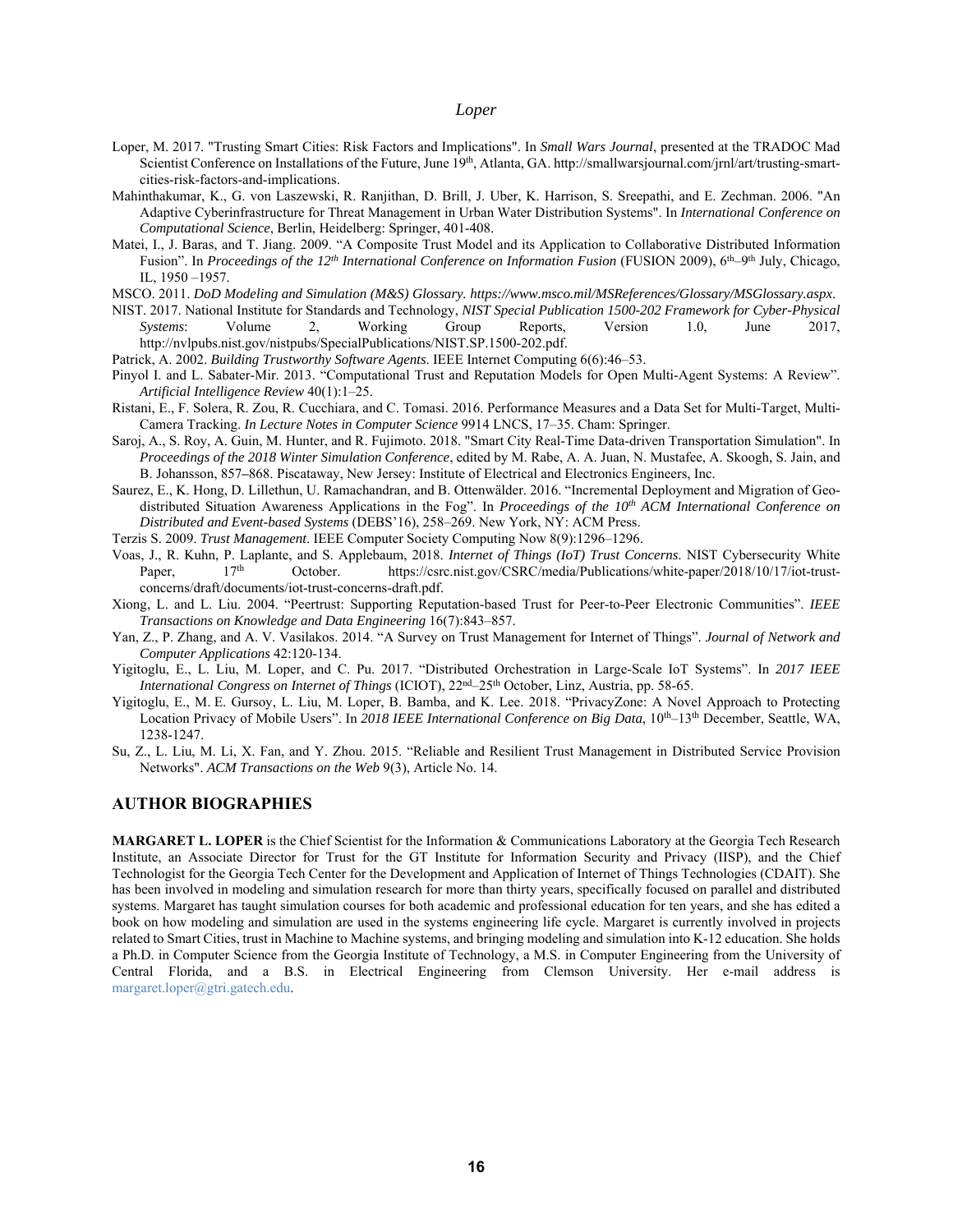Loper, M. 2017. "Trusting Smart Cities: Risk Factors and Implications". In *Small Wars Journal*, presented at the TRADOC Mad Scientist Conference on Installations of the Future, June 19th, Atlanta, GA. http://smallwarsjournal.com/jrnl/art/trusting-smart-cities-risk-factors-and-implications.

Mahinthakumar, K., G. von Laszewski, R. Ranjithan, D. Brill, J. Uber, K. Harrison, S. Sreepathi, and E. Zechman. 2006. "An Adaptive Cyberinfrastructure for Threat Management in Urban Water Distribution Systems". In *International Conference on Computational Science*, Berlin, Heidelberg: Springer, 401-408.

Matei, I., J. Baras, and T. Jiang. 2009. "A Composite Trust Model and its Application to Collaborative Distributed Information Fusion". In *Proceedings of the 12th International Conference on Information Fusion* (FUSION 2009), 6th–9th July, Chicago, IL, 1950 –1957.

MSCO. 2011. *DoD Modeling and Simulation (M&S) Glossary. https://www.msco.mil/MSReferences/Glossary/MSGlossary.aspx*.

NIST. 2017. National Institute for Standards and Technology, *NIST Special Publication 1500-202 Framework for Cyber-Physical Systems*: Volume 2, Working Group Reports, Version 1.0, June 2017, http://nvlpubs.nist.gov/nistpubs/SpecialPublications/NIST.SP.1500-202.pdf.

Patrick, A. 2002. *Building Trustworthy Software Agents*. IEEE Internet Computing 6(6):46–53.

Pinyol I. and L. Sabater-Mir. 2013. "Computational Trust and Reputation Models for Open Multi-Agent Systems: A Review". *Artificial Intelligence Review* 40(1):1–25.

Ristani, E., F. Solera, R. Zou, R. Cucchiara, and C. Tomasi. 2016. Performance Measures and a Data Set for Multi-Target, Multi-Camera Tracking. *In Lecture Notes in Computer Science* 9914 LNCS, 17–35. Cham: Springer.

Saroj, A., S. Roy, A. Guin, M. Hunter, and R. Fujimoto. 2018. "Smart City Real-Time Data-driven Transportation Simulation". In *Proceedings of the 2018 Winter Simulation Conference*, edited by M. Rabe, A. A. Juan, N. Mustafee, A. Skoogh, S. Jain, and B. Johansson, 857–868. Piscataway, New Jersey: Institute of Electrical and Electronics Engineers, Inc.

Saurez, E., K. Hong, D. Lillethun, U. Ramachandran, and B. Ottenwälder. 2016. "Incremental Deployment and Migration of Geo-distributed Situation Awareness Applications in the Fog". In *Proceedings of the 10th ACM International Conference on Distributed and Event-based Systems* (DEBS'16), 258–269. New York, NY: ACM Press.

Terzis S. 2009. *Trust Management*. IEEE Computer Society Computing Now 8(9):1296–1296.

Voas, J., R. Kuhn, P. Laplante, and S. Applebaum, 2018. *Internet of Things (IoT) Trust Concerns*. NIST Cybersecurity White Paper, 17th October. https://csrc.nist.gov/CSRC/media/Publications/white-paper/2018/10/17/iot-trust-concerns/draft/documents/iot-trust-concerns-draft.pdf.

Xiong, L. and L. Liu. 2004. "Peertrust: Supporting Reputation-based Trust for Peer-to-Peer Electronic Communities". *IEEE Transactions on Knowledge and Data Engineering* 16(7):843–857.

Yan, Z., P. Zhang, and A. V. Vasilakos. 2014. "A Survey on Trust Management for Internet of Things". *Journal of Network and Computer Applications* 42:120-134.

Yigitoglu, E., L. Liu, M. Loper, and C. Pu. 2017. "Distributed Orchestration in Large-Scale IoT Systems". In *2017 IEEE International Congress on Internet of Things* (ICIOT), 22nd–25th October, Linz, Austria, pp. 58-65.

Yigitoglu, E., M. E. Gursoy, L. Liu, M. Loper, B. Bamba, and K. Lee. 2018. "PrivacyZone: A Novel Approach to Protecting Location Privacy of Mobile Users". In *2018 IEEE International Conference on Big Data*, 10th–13th December, Seattle, WA, 1238-1247.

Su, Z., L. Liu, M. Li, X. Fan, and Y. Zhou. 2015. "Reliable and Resilient Trust Management in Distributed Service Provision Networks". *ACM Transactions on the Web* 9(3), Article No. 14.

## AUTHOR BIOGRAPHIES

**MARGARET L. LOPER** is the Chief Scientist for the Information & Communications Laboratory at the Georgia Tech Research Institute, an Associate Director for Trust for the GT Institute for Information Security and Privacy (IISP), and the Chief Technologist for the Georgia Tech Center for the Development and Application of Internet of Things Technologies (CDAIT). She has been involved in modeling and simulation research for more than thirty years, specifically focused on parallel and distributed systems. Margaret has taught simulation courses for both academic and professional education for ten years, and she has edited a book on how modeling and simulation are used in the systems engineering life cycle. Margaret is currently involved in projects related to Smart Cities, trust in Machine to Machine systems, and bringing modeling and simulation into K-12 education. She holds a Ph.D. in Computer Science from the Georgia Institute of Technology, a M.S. in Computer Engineering from the University of Central Florida, and a B.S. in Electrical Engineering from Clemson University. Her e-mail address is margaret.loper@gtri.gatech.edu.